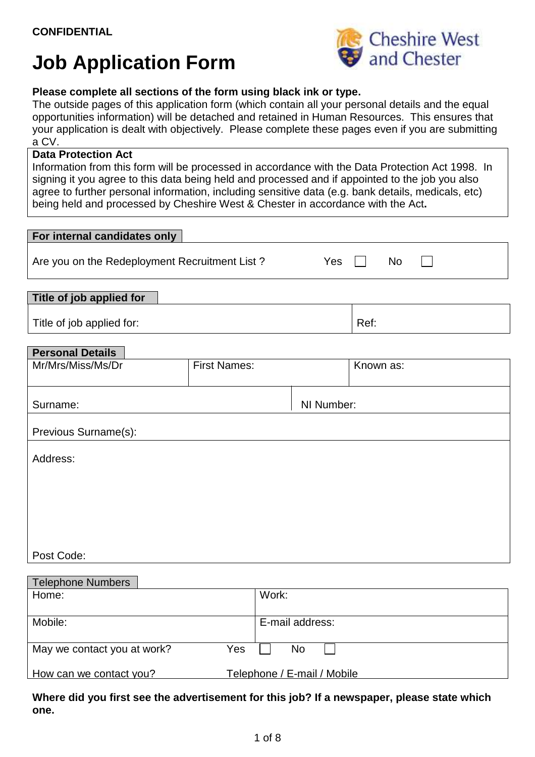**CONFIDENTIAL**

# Job Application Form

Cheshire West and Chester

**Please complete all sections of the form using black ink or type.**
The outside pages of this application form (which contain all your personal details and the equal opportunities information) will be detached and retained in Human Resources. This ensures that your application is dealt with objectively. Please complete these pages even if you are submitting a CV.

**Data Protection Act**
Information from this form will be processed in accordance with the Data Protection Act 1998. In signing it you agree to this data being held and processed and if appointed to the job you also agree to further personal information, including sensitive data (e.g. bank details, medicals, etc) being held and processed by Cheshire West & Chester in accordance with the Act**.**

**For internal candidates only**

Are you on the Redeployment Recruitment List ? Yes ☐ No ☐

**Title of job applied for**

| Title of job applied for: | Ref: |
|---|---|

**Personal Details**

| Mr/Mrs/Miss/Ms/Dr | First Names: | Known as: |
|---|---|---|
| Surname: | NI Number: | |
| Previous Surname(s): | | |
| Address:<br><br><br><br>Post Code: | | |

Telephone Numbers

| Home: | Work: |
|---|---|
| Mobile: | E-mail address: |
| May we contact you at work? Yes ☐ No ☐ | |
| How can we contact you? Telephone / E-mail / Mobile | |

**Where did you first see the advertisement for this job? If a newspaper, please state which one.**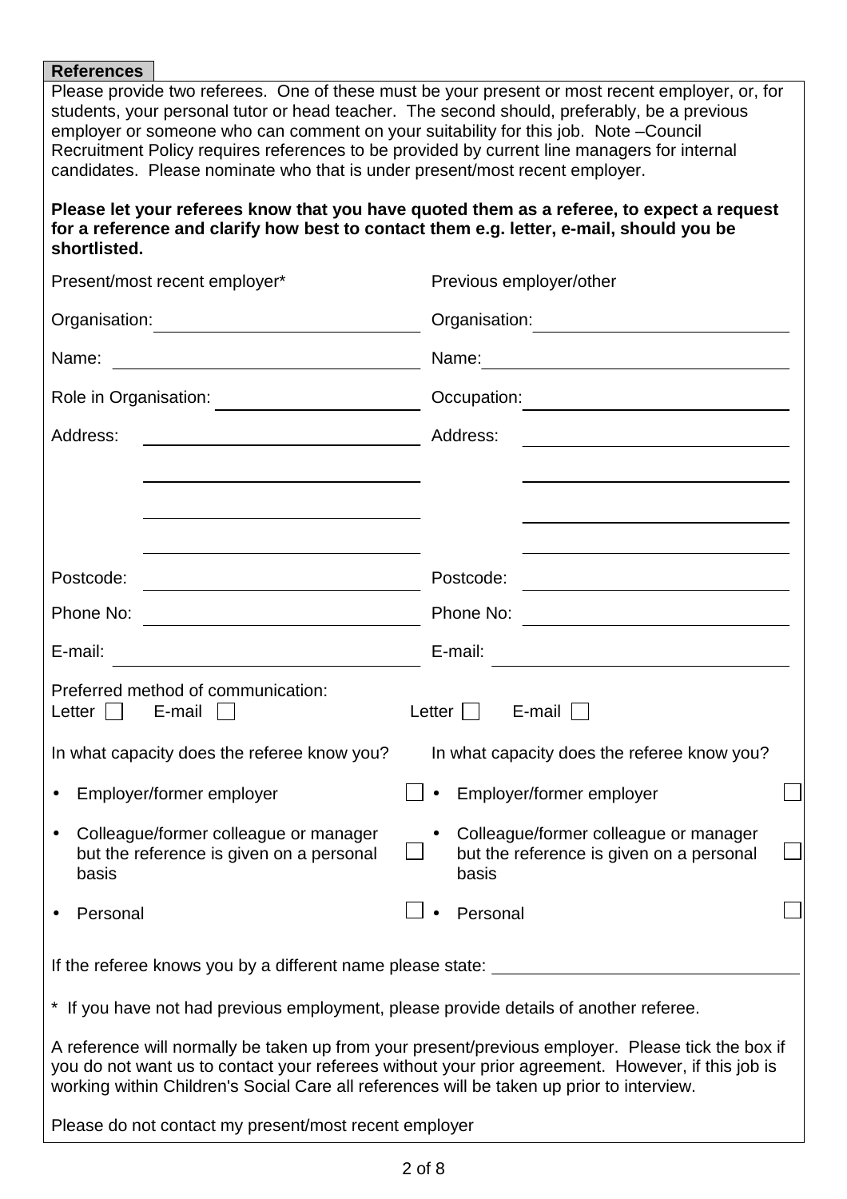## References

Please provide two referees. One of these must be your present or most recent employer, or, for students, your personal tutor or head teacher. The second should, preferably, be a previous employer or someone who can comment on your suitability for this job. Note –Council Recruitment Policy requires references to be provided by current line managers for internal candidates. Please nominate who that is under present/most recent employer.

**Please let your referees know that you have quoted them as a referee, to expect a request for a reference and clarify how best to contact them e.g. letter, e-mail, should you be shortlisted.**

| Present/most recent employer* | Previous employer/other |
|---|---|
| Organisation: | Organisation: |
| Name: | Name: |
| Role in Organisation: | Occupation: |
| Address: | Address: |
| | |
| | |
| | |
| Postcode: | Postcode: |
| Phone No: | Phone No: |
| E-mail: | E-mail: |
| Preferred method of communication: Letter ☐ E-mail ☐ | Letter ☐ E-mail ☐ |
| In what capacity does the referee know you? | In what capacity does the referee know you? |
| • Employer/former employer ☐ | • Employer/former employer ☐ |
| • Colleague/former colleague or manager but the reference is given on a personal basis ☐ | • Colleague/former colleague or manager but the reference is given on a personal basis ☐ |
| • Personal ☐ | • Personal ☐ |

If the referee knows you by a different name please state: ______________________

* If you have not had previous employment, please provide details of another referee.

A reference will normally be taken up from your present/previous employer. Please tick the box if you do not want us to contact your referees without your prior agreement. However, if this job is working within Children's Social Care all references will be taken up prior to interview.

Please do not contact my present/most recent employer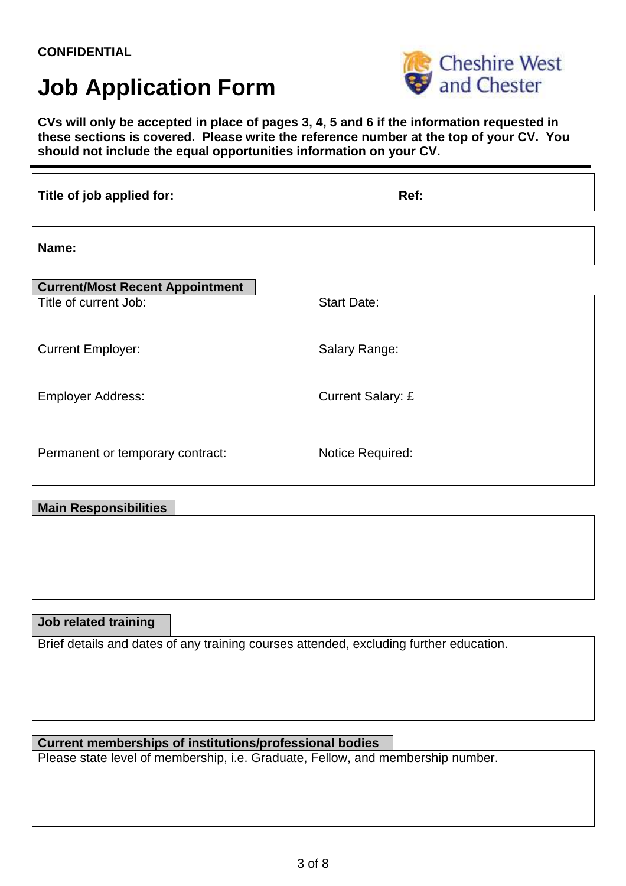**CONFIDENTIAL**

# Job Application Form

Cheshire West and Chester

**CVs will only be accepted in place of pages 3, 4, 5 and 6 if the information requested in these sections is covered. Please write the reference number at the top of your CV. You should not include the equal opportunities information on your CV.**

| **Title of job applied for:** | **Ref:** |
|---|---|

| **Name:** |
|---|

## Current/Most Recent Appointment

| | |
|---|---|
| Title of current Job: | Start Date: |
| Current Employer: | Salary Range: |
| Employer Address: | Current Salary: £ |
| Permanent or temporary contract: | Notice Required: |

## Main Responsibilities

## Job related training

Brief details and dates of any training courses attended, excluding further education.

## Current memberships of institutions/professional bodies

Please state level of membership, i.e. Graduate, Fellow, and membership number.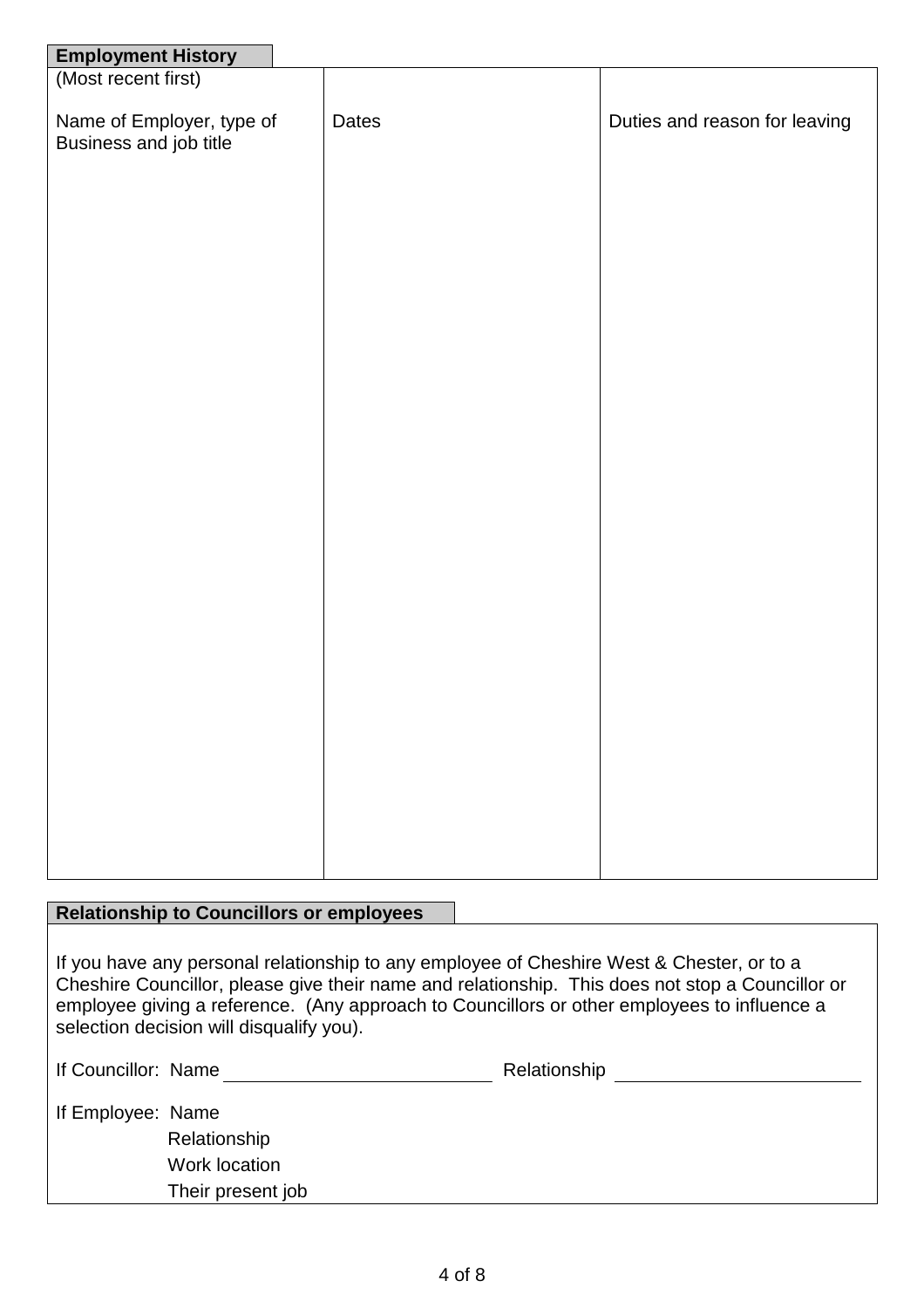## Employment History

| (Most recent first)<br><br>Name of Employer, type of Business and job title | Dates | Duties and reason for leaving |
| --- | --- | --- |
| | | |

## Relationship to Councillors or employees

If you have any personal relationship to any employee of Cheshire West & Chester, or to a Cheshire Councillor, please give their name and relationship. This does not stop a Councillor or employee giving a reference. (Any approach to Councillors or other employees to influence a selection decision will disqualify you).

If Councillor: Name ____________________ Relationship ____________________

If Employee: Name

Relationship

Work location

Their present job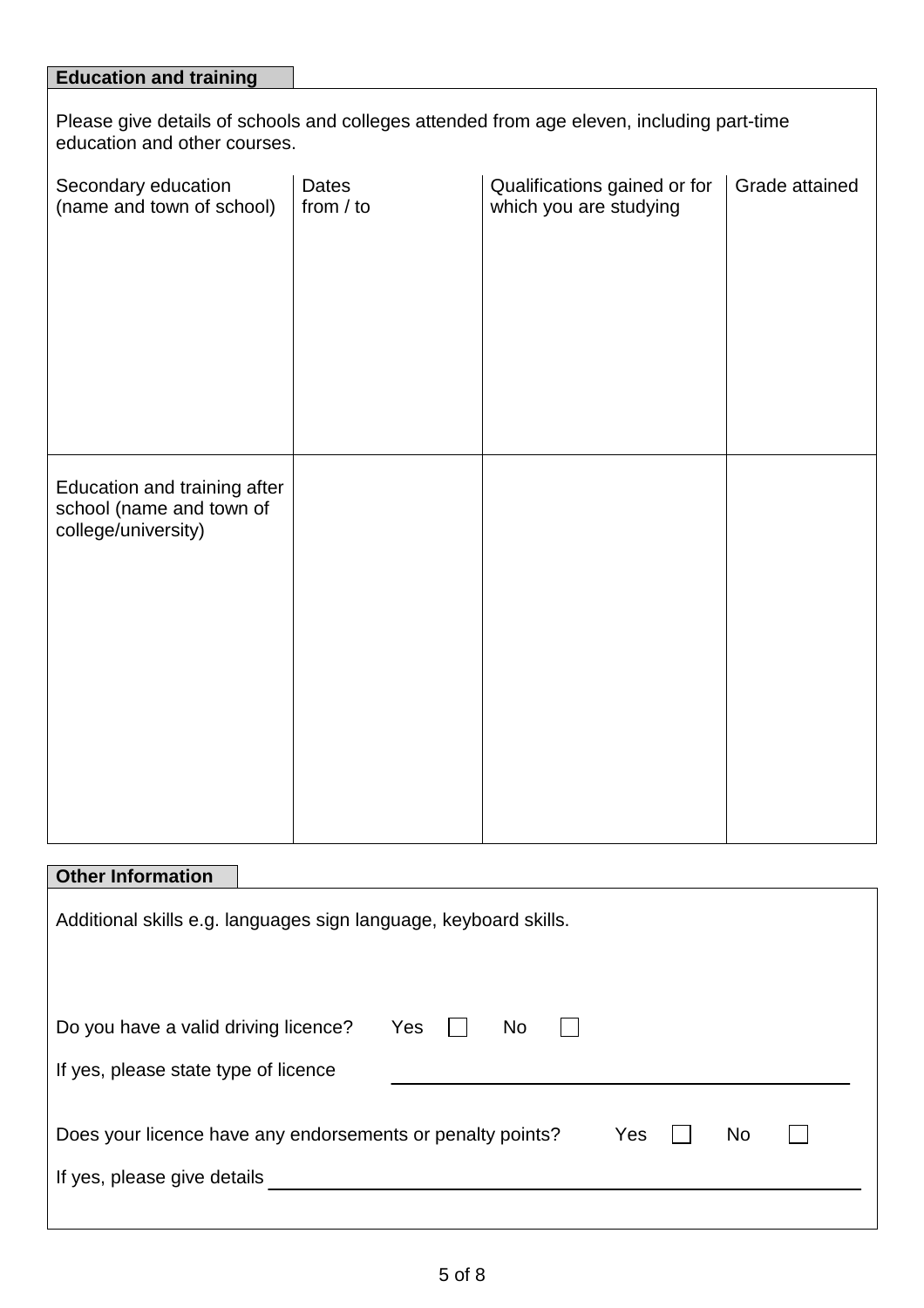## Education and training

Please give details of schools and colleges attended from age eleven, including part-time education and other courses.

| Secondary education (name and town of school) | Dates from / to | Qualifications gained or for which you are studying | Grade attained |
|---|---|---|---|
| | | | |
| Education and training after school (name and town of college/university) | | | |

## Other Information

Additional skills e.g. languages sign language, keyboard skills.

Do you have a valid driving licence? Yes ☐ No ☐

If yes, please state type of licence \_\_\_\_\_\_\_\_\_\_\_\_\_\_\_\_\_\_\_\_\_\_\_\_\_\_\_\_\_\_

Does your licence have any endorsements or penalty points? Yes ☐ No ☐

If yes, please give details \_\_\_\_\_\_\_\_\_\_\_\_\_\_\_\_\_\_\_\_\_\_\_\_\_\_\_\_\_\_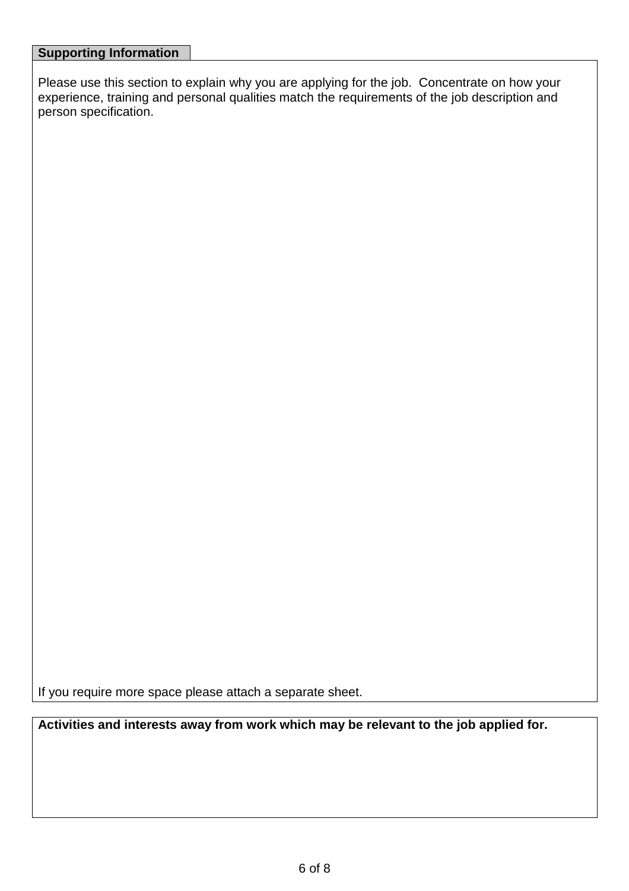## Supporting Information

Please use this section to explain why you are applying for the job. Concentrate on how your experience, training and personal qualities match the requirements of the job description and person specification.

If you require more space please attach a separate sheet.

**Activities and interests away from work which may be relevant to the job applied for.**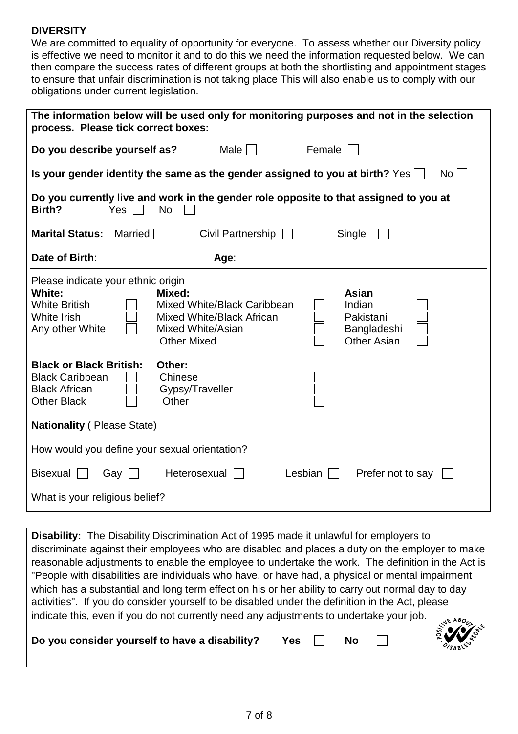**DIVERSITY**

We are committed to equality of opportunity for everyone. To assess whether our Diversity policy is effective we need to monitor it and to do this we need the information requested below. We can then compare the success rates of different groups at both the shortlisting and appointment stages to ensure that unfair discrimination is not taking place This will also enable us to comply with our obligations under current legislation.

**The information below will be used only for monitoring purposes and not in the selection process. Please tick correct boxes:**

**Do you describe yourself as?** Male ☐ Female ☐

**Is your gender identity the same as the gender assigned to you at birth?** Yes ☐ No ☐

**Do you currently live and work in the gender role opposite to that assigned to you at Birth?** Yes ☐ No ☐

**Marital Status:** Married ☐ Civil Partnership ☐ Single ☐

**Date of Birth**: **Age**:

Please indicate your ethnic origin

| **White:** | | **Mixed:** | | **Asian** | |
|---|---|---|---|---|---|
| White British | ☐ | Mixed White/Black Caribbean | ☐ | Indian | ☐ |
| White Irish | ☐ | Mixed White/Black African | ☐ | Pakistani | ☐ |
| Any other White | ☐ | Mixed White/Asian | ☐ | Bangladeshi | ☐ |
| | | Other Mixed | ☐ | Other Asian | ☐ |

| **Black or Black British:** | | **Other:** | |
|---|---|---|---|
| Black Caribbean | ☐ | Chinese | ☐ |
| Black African | ☐ | Gypsy/Traveller | ☐ |
| Other Black | ☐ | Other | ☐ |

**Nationality** ( Please State)

How would you define your sexual orientation?

Bisexual ☐ Gay ☐ Heterosexual ☐ Lesbian ☐ Prefer not to say ☐

What is your religious belief?

**Disability:** The Disability Discrimination Act of 1995 made it unlawful for employers to discriminate against their employees who are disabled and places a duty on the employer to make reasonable adjustments to enable the employee to undertake the work. The definition in the Act is "People with disabilities are individuals who have, or have had, a physical or mental impairment which has a substantial and long term effect on his or her ability to carry out normal day to day activities". If you do consider yourself to be disabled under the definition in the Act, please indicate this, even if you do not currently need any adjustments to undertake your job.

**Do you consider yourself to have a disability?** **Yes** ☐ **No** ☐

POSITIVE ABOUT DISABLED PEOPLE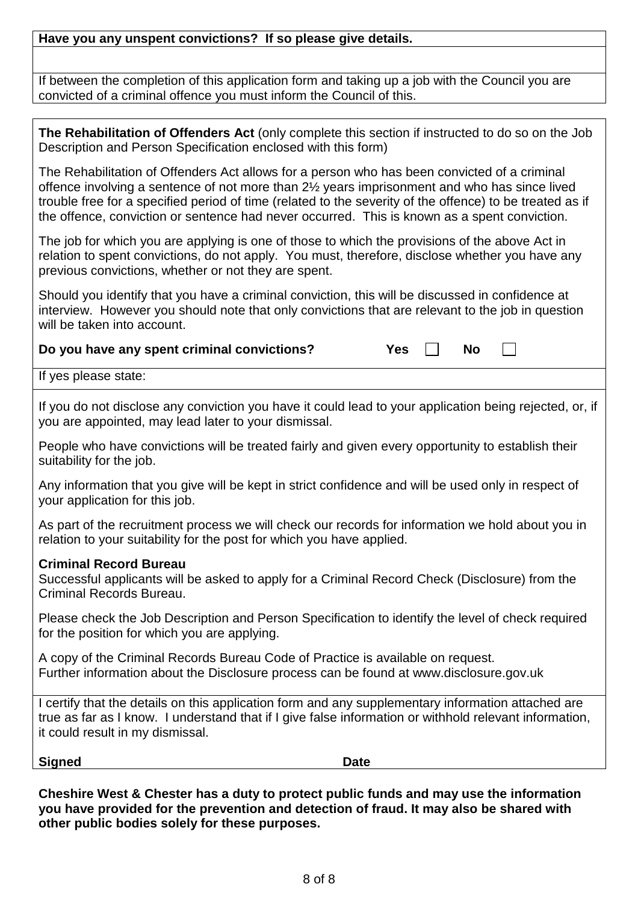**Have you any unspent convictions? If so please give details.**

If between the completion of this application form and taking up a job with the Council you are convicted of a criminal offence you must inform the Council of this.

**The Rehabilitation of Offenders Act** (only complete this section if instructed to do so on the Job Description and Person Specification enclosed with this form)

The Rehabilitation of Offenders Act allows for a person who has been convicted of a criminal offence involving a sentence of not more than 2½ years imprisonment and who has since lived trouble free for a specified period of time (related to the severity of the offence) to be treated as if the offence, conviction or sentence had never occurred. This is known as a spent conviction.

The job for which you are applying is one of those to which the provisions of the above Act in relation to spent convictions, do not apply. You must, therefore, disclose whether you have any previous convictions, whether or not they are spent.

Should you identify that you have a criminal conviction, this will be discussed in confidence at interview. However you should note that only convictions that are relevant to the job in question will be taken into account.

**Do you have any spent criminal convictions?** **Yes** ☐ **No** ☐

If yes please state:

If you do not disclose any conviction you have it could lead to your application being rejected, or, if you are appointed, may lead later to your dismissal.

People who have convictions will be treated fairly and given every opportunity to establish their suitability for the job.

Any information that you give will be kept in strict confidence and will be used only in respect of your application for this job.

As part of the recruitment process we will check our records for information we hold about you in relation to your suitability for the post for which you have applied.

**Criminal Record Bureau**
Successful applicants will be asked to apply for a Criminal Record Check (Disclosure) from the Criminal Records Bureau.

Please check the Job Description and Person Specification to identify the level of check required for the position for which you are applying.

A copy of the Criminal Records Bureau Code of Practice is available on request.
Further information about the Disclosure process can be found at www.disclosure.gov.uk

I certify that the details on this application form and any supplementary information attached are true as far as I know. I understand that if I give false information or withhold relevant information, it could result in my dismissal.

**Signed** **Date**

**Cheshire West & Chester has a duty to protect public funds and may use the information you have provided for the prevention and detection of fraud. It may also be shared with other public bodies solely for these purposes.**